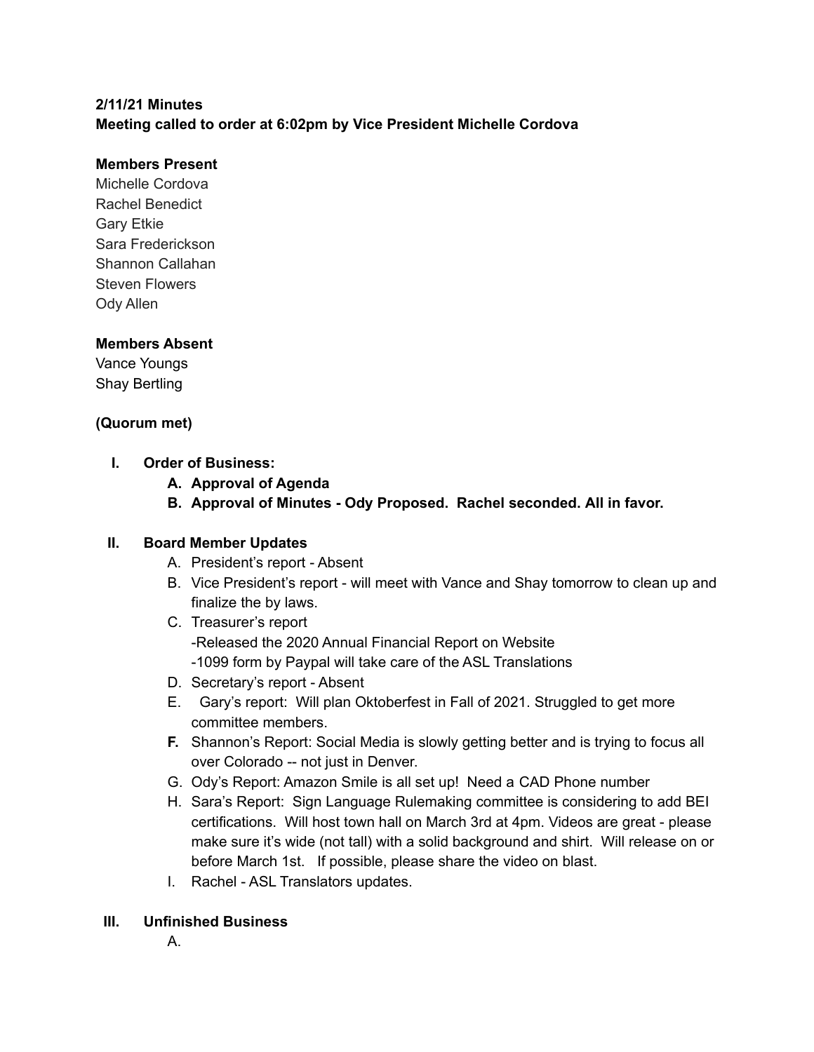**2/11/21 Minutes**
**Meeting called to order at 6:02pm by Vice President Michelle Cordova**

**Members Present**
Michelle Cordova
Rachel Benedict
Gary Etkie
Sara Frederickson
Shannon Callahan
Steven Flowers
Ody Allen

**Members Absent**
Vance Youngs
Shay Bertling

**(Quorum met)**

I. **Order of Business:**
   A. **Approval of Agenda**
   B. **Approval of Minutes - Ody Proposed. Rachel seconded. All in favor.**

II. **Board Member Updates**
   A. President's report - Absent
   B. Vice President's report - will meet with Vance and Shay tomorrow to clean up and finalize the by laws.
   C. Treasurer's report
      -Released the 2020 Annual Financial Report on Website
      -1099 form by Paypal will take care of the ASL Translations
   D. Secretary's report - Absent
   E. Gary's report: Will plan Oktoberfest in Fall of 2021. Struggled to get more committee members.
   **F.** Shannon's Report: Social Media is slowly getting better and is trying to focus all over Colorado -- not just in Denver.
   G. Ody's Report: Amazon Smile is all set up! Need a CAD Phone number
   H. Sara's Report: Sign Language Rulemaking committee is considering to add BEI certifications. Will host town hall on March 3rd at 4pm. Videos are great - please make sure it's wide (not tall) with a solid background and shirt. Will release on or before March 1st. If possible, please share the video on blast.
   I. Rachel - ASL Translators updates.

III. **Unfinished Business**
   A.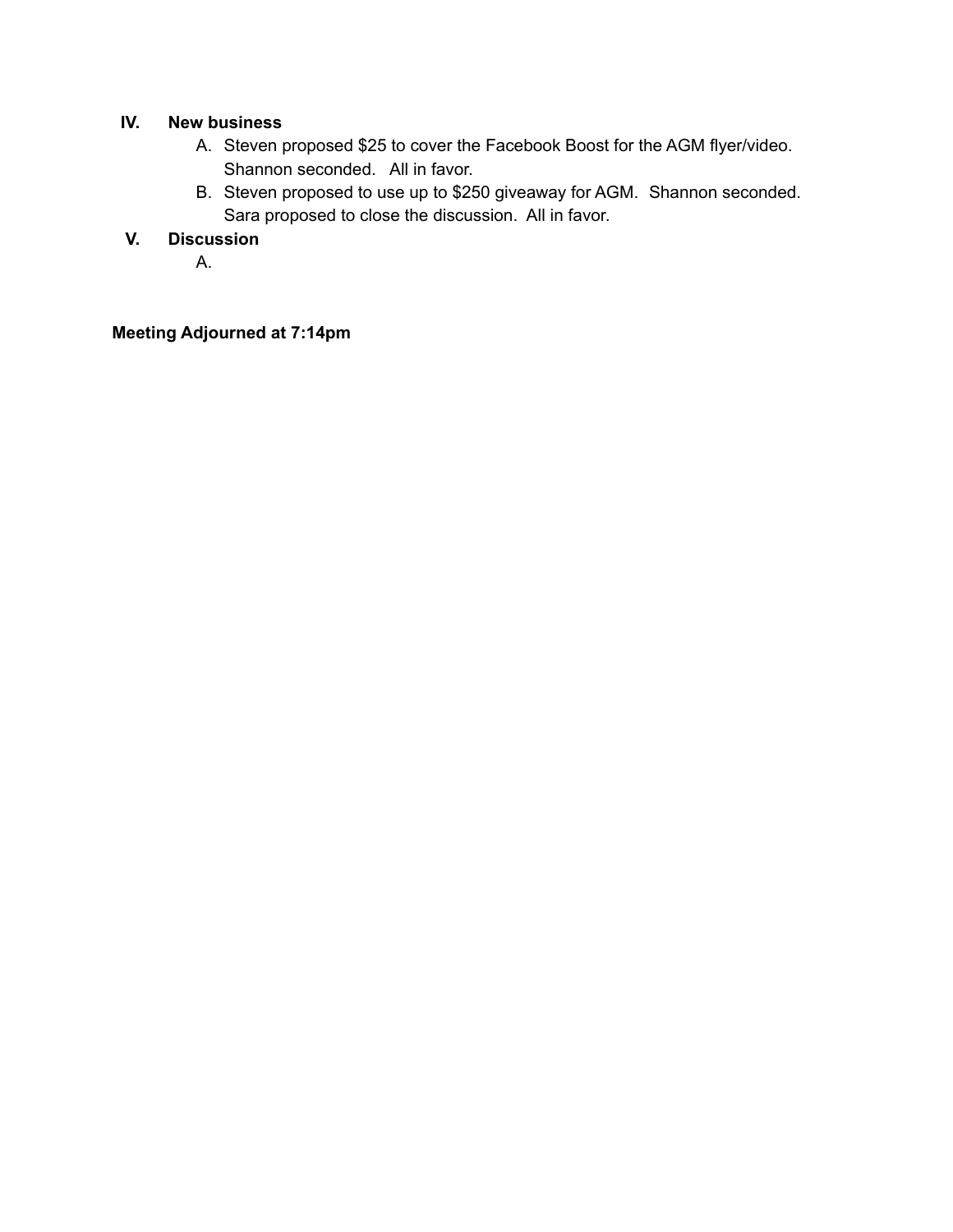IV. **New business**

A. Steven proposed $25 to cover the Facebook Boost for the AGM flyer/video. Shannon seconded. All in favor.

B. Steven proposed to use up to $250 giveaway for AGM. Shannon seconded. Sara proposed to close the discussion. All in favor.

V. **Discussion**

A.

**Meeting Adjourned at 7:14pm**